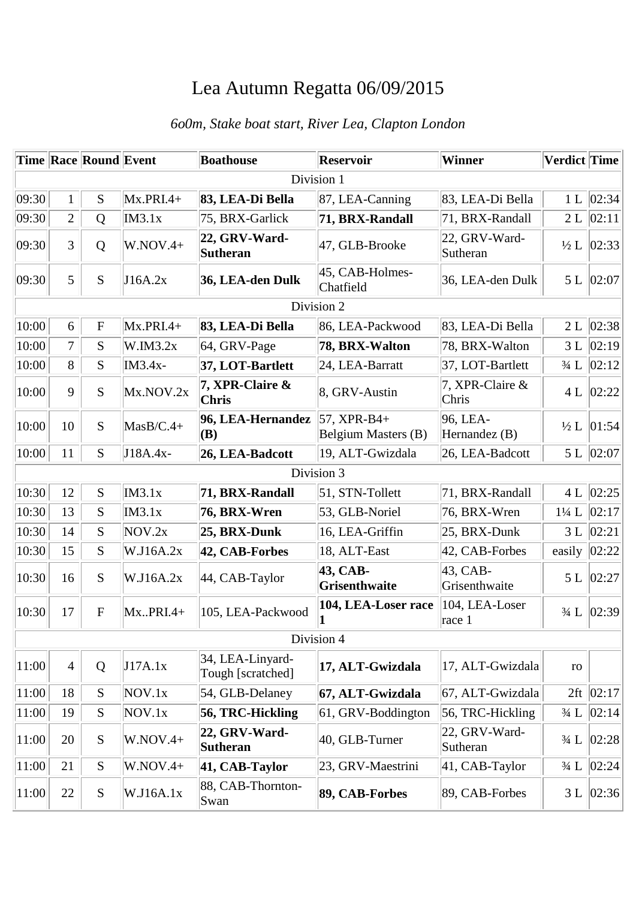# Lea Autumn Regatta 06/09/2015

*6o0m, Stake boat start, River Lea, Clapton London*

| Time | Race | Round | Event | Boathouse | Reservoir | Winner | Verdict | Time |
|---|---|---|---|---|---|---|---|---|
| Division 1 | | | | | | | | |
| 09:30 | 1 | S | Mx.PRI.4+ | **83, LEA-Di Bella** | 87, LEA-Canning | 83, LEA-Di Bella | 1 L | 02:34 |
| 09:30 | 2 | Q | IM3.1x | 75, BRX-Garlick | **71, BRX-Randall** | 71, BRX-Randall | 2 L | 02:11 |
| 09:30 | 3 | Q | W.NOV.4+ | **22, GRV-Ward-Sutheran** | 47, GLB-Brooke | 22, GRV-Ward-Sutheran | ½ L | 02:33 |
| 09:30 | 5 | S | J16A.2x | **36, LEA-den Dulk** | 45, CAB-Holmes-Chatfield | 36, LEA-den Dulk | 5 L | 02:07 |
| Division 2 | | | | | | | | |
| 10:00 | 6 | F | Mx.PRI.4+ | **83, LEA-Di Bella** | 86, LEA-Packwood | 83, LEA-Di Bella | 2 L | 02:38 |
| 10:00 | 7 | S | W.IM3.2x | 64, GRV-Page | **78, BRX-Walton** | 78, BRX-Walton | 3 L | 02:19 |
| 10:00 | 8 | S | IM3.4x- | **37, LOT-Bartlett** | 24, LEA-Barratt | 37, LOT-Bartlett | ¾ L | 02:12 |
| 10:00 | 9 | S | Mx.NOV.2x | **7, XPR-Claire & Chris** | 8, GRV-Austin | 7, XPR-Claire & Chris | 4 L | 02:22 |
| 10:00 | 10 | S | MasB/C.4+ | **96, LEA-Hernandez (B)** | 57, XPR-B4+ Belgium Masters (B) | 96, LEA-Hernandez (B) | ½ L | 01:54 |
| 10:00 | 11 | S | J18A.4x- | **26, LEA-Badcott** | 19, ALT-Gwizdala | 26, LEA-Badcott | 5 L | 02:07 |
| Division 3 | | | | | | | | |
| 10:30 | 12 | S | IM3.1x | **71, BRX-Randall** | 51, STN-Tollett | 71, BRX-Randall | 4 L | 02:25 |
| 10:30 | 13 | S | IM3.1x | **76, BRX-Wren** | 53, GLB-Noriel | 76, BRX-Wren | 1¼ L | 02:17 |
| 10:30 | 14 | S | NOV.2x | **25, BRX-Dunk** | 16, LEA-Griffin | 25, BRX-Dunk | 3 L | 02:21 |
| 10:30 | 15 | S | W.J16A.2x | **42, CAB-Forbes** | 18, ALT-East | 42, CAB-Forbes | easily | 02:22 |
| 10:30 | 16 | S | W.J16A.2x | 44, CAB-Taylor | **43, CAB-Grisenthwaite** | 43, CAB-Grisenthwaite | 5 L | 02:27 |
| 10:30 | 17 | F | Mx..PRI.4+ | 105, LEA-Packwood | **104, LEA-Loser race 1** | 104, LEA-Loser race 1 | ¾ L | 02:39 |
| Division 4 | | | | | | | | |
| 11:00 | 4 | Q | J17A.1x | 34, LEA-Linyard-Tough [scratched] | **17, ALT-Gwizdala** | 17, ALT-Gwizdala | ro | |
| 11:00 | 18 | S | NOV.1x | 54, GLB-Delaney | **67, ALT-Gwizdala** | 67, ALT-Gwizdala | 2ft | 02:17 |
| 11:00 | 19 | S | NOV.1x | **56, TRC-Hickling** | 61, GRV-Boddington | 56, TRC-Hickling | ¾ L | 02:14 |
| 11:00 | 20 | S | W.NOV.4+ | **22, GRV-Ward-Sutheran** | 40, GLB-Turner | 22, GRV-Ward-Sutheran | ¾ L | 02:28 |
| 11:00 | 21 | S | W.NOV.4+ | **41, CAB-Taylor** | 23, GRV-Maestrini | 41, CAB-Taylor | ¾ L | 02:24 |
| 11:00 | 22 | S | W.J16A.1x | 88, CAB-Thornton-Swan | **89, CAB-Forbes** | 89, CAB-Forbes | 3 L | 02:36 |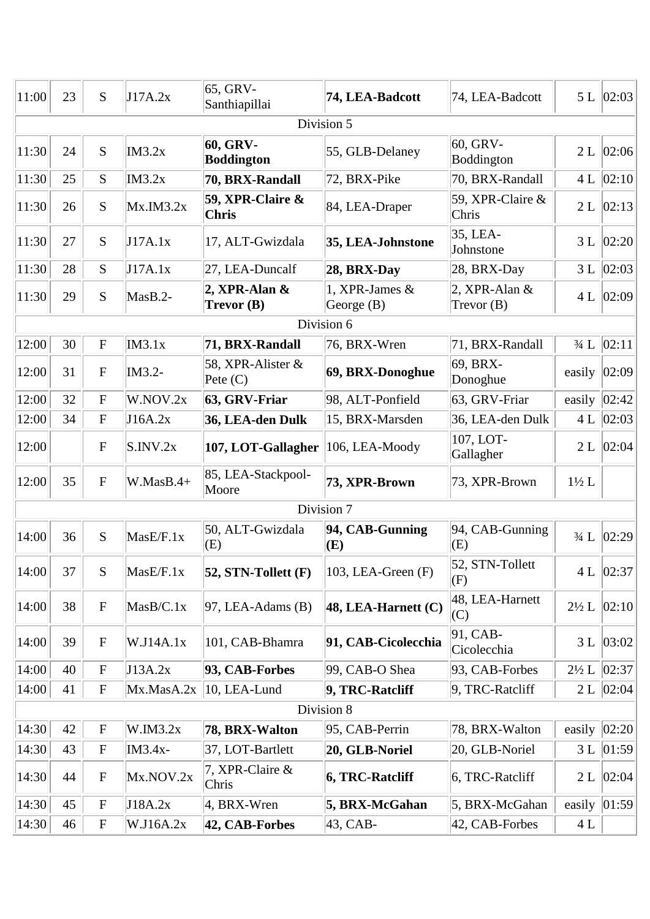| | | | | | | | | |
|---|---|---|---|---|---|---|---|---|
| 11:00 | 23 | S | J17A.2x | 65, GRV-Santhiapillai | **74, LEA-Badcott** | 74, LEA-Badcott | 5 L | 02:03 |
| Division 5 | | | | | | | | |
| 11:30 | 24 | S | IM3.2x | **60, GRV-Boddington** | 55, GLB-Delaney | 60, GRV-Boddington | 2 L | 02:06 |
| 11:30 | 25 | S | IM3.2x | **70, BRX-Randall** | 72, BRX-Pike | 70, BRX-Randall | 4 L | 02:10 |
| 11:30 | 26 | S | Mx.IM3.2x | **59, XPR-Claire & Chris** | 84, LEA-Draper | 59, XPR-Claire & Chris | 2 L | 02:13 |
| 11:30 | 27 | S | J17A.1x | 17, ALT-Gwizdala | **35, LEA-Johnstone** | 35, LEA-Johnstone | 3 L | 02:20 |
| 11:30 | 28 | S | J17A.1x | 27, LEA-Duncalf | **28, BRX-Day** | 28, BRX-Day | 3 L | 02:03 |
| 11:30 | 29 | S | MasB.2- | **2, XPR-Alan & Trevor (B)** | 1, XPR-James & George (B) | 2, XPR-Alan & Trevor (B) | 4 L | 02:09 |
| Division 6 | | | | | | | | |
| 12:00 | 30 | F | IM3.1x | **71, BRX-Randall** | 76, BRX-Wren | 71, BRX-Randall | ¾ L | 02:11 |
| 12:00 | 31 | F | IM3.2- | 58, XPR-Alister & Pete (C) | **69, BRX-Donoghue** | 69, BRX-Donoghue | easily | 02:09 |
| 12:00 | 32 | F | W.NOV.2x | **63, GRV-Friar** | 98, ALT-Ponfield | 63, GRV-Friar | easily | 02:42 |
| 12:00 | 34 | F | J16A.2x | **36, LEA-den Dulk** | 15, BRX-Marsden | 36, LEA-den Dulk | 4 L | 02:03 |
| 12:00 | | F | S.INV.2x | **107, LOT-Gallagher** | 106, LEA-Moody | 107, LOT-Gallagher | 2 L | 02:04 |
| 12:00 | 35 | F | W.MasB.4+ | 85, LEA-Stackpool-Moore | **73, XPR-Brown** | 73, XPR-Brown | 1½ L | |
| Division 7 | | | | | | | | |
| 14:00 | 36 | S | MasE/F.1x | 50, ALT-Gwizdala (E) | **94, CAB-Gunning (E)** | 94, CAB-Gunning (E) | ¾ L | 02:29 |
| 14:00 | 37 | S | MasE/F.1x | **52, STN-Tollett (F)** | 103, LEA-Green (F) | 52, STN-Tollett (F) | 4 L | 02:37 |
| 14:00 | 38 | F | MasB/C.1x | 97, LEA-Adams (B) | **48, LEA-Harnett (C)** | 48, LEA-Harnett (C) | 2½ L | 02:10 |
| 14:00 | 39 | F | W.J14A.1x | 101, CAB-Bhamra | **91, CAB-Cicolecchia** | 91, CAB-Cicolecchia | 3 L | 03:02 |
| 14:00 | 40 | F | J13A.2x | **93, CAB-Forbes** | 99, CAB-O Shea | 93, CAB-Forbes | 2½ L | 02:37 |
| 14:00 | 41 | F | Mx.MasA.2x | 10, LEA-Lund | **9, TRC-Ratcliff** | 9, TRC-Ratcliff | 2 L | 02:04 |
| Division 8 | | | | | | | | |
| 14:30 | 42 | F | W.IM3.2x | **78, BRX-Walton** | 95, CAB-Perrin | 78, BRX-Walton | easily | 02:20 |
| 14:30 | 43 | F | IM3.4x- | 37, LOT-Bartlett | **20, GLB-Noriel** | 20, GLB-Noriel | 3 L | 01:59 |
| 14:30 | 44 | F | Mx.NOV.2x | 7, XPR-Claire & Chris | **6, TRC-Ratcliff** | 6, TRC-Ratcliff | 2 L | 02:04 |
| 14:30 | 45 | F | J18A.2x | 4, BRX-Wren | **5, BRX-McGahan** | 5, BRX-McGahan | easily | 01:59 |
| 14:30 | 46 | F | W.J16A.2x | **42, CAB-Forbes** | 43, CAB- | 42, CAB-Forbes | 4 L | |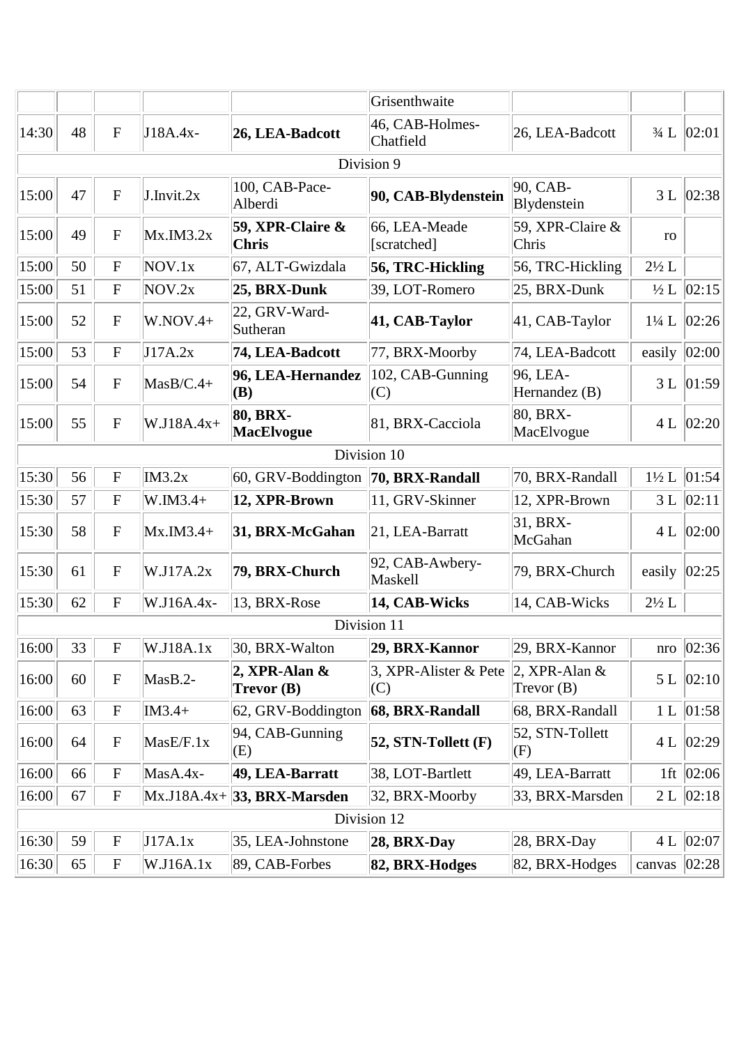| | | | | | | | | |
|---|---|---|---|---|---|---|---|---|
| | | | | | Grisenthwaite | | | |
| 14:30 | 48 | F | J18A.4x- | **26, LEA-Badcott** | 46, CAB-Holmes-Chatfield | 26, LEA-Badcott | ¾ L | 02:01 |
| | | | | Division 9 | | | | |
| 15:00 | 47 | F | J.Invit.2x | 100, CAB-Pace-Alberdi | **90, CAB-Blydenstein** | 90, CAB-Blydenstein | 3 L | 02:38 |
| 15:00 | 49 | F | Mx.IM3.2x | **59, XPR-Claire & Chris** | 66, LEA-Meade [scratched] | 59, XPR-Claire & Chris | ro | |
| 15:00 | 50 | F | NOV.1x | 67, ALT-Gwizdala | **56, TRC-Hickling** | 56, TRC-Hickling | 2½ L | |
| 15:00 | 51 | F | NOV.2x | **25, BRX-Dunk** | 39, LOT-Romero | 25, BRX-Dunk | ½ L | 02:15 |
| 15:00 | 52 | F | W.NOV.4+ | 22, GRV-Ward-Sutheran | **41, CAB-Taylor** | 41, CAB-Taylor | 1¼ L | 02:26 |
| 15:00 | 53 | F | J17A.2x | **74, LEA-Badcott** | 77, BRX-Moorby | 74, LEA-Badcott | easily | 02:00 |
| 15:00 | 54 | F | MasB/C.4+ | **96, LEA-Hernandez (B)** | 102, CAB-Gunning (C) | 96, LEA-Hernandez (B) | 3 L | 01:59 |
| 15:00 | 55 | F | W.J18A.4x+ | **80, BRX-MacElvogue** | 81, BRX-Cacciola | 80, BRX-MacElvogue | 4 L | 02:20 |
| | | | | Division 10 | | | | |
| 15:30 | 56 | F | IM3.2x | 60, GRV-Boddington | **70, BRX-Randall** | 70, BRX-Randall | 1½ L | 01:54 |
| 15:30 | 57 | F | W.IM3.4+ | **12, XPR-Brown** | 11, GRV-Skinner | 12, XPR-Brown | 3 L | 02:11 |
| 15:30 | 58 | F | Mx.IM3.4+ | **31, BRX-McGahan** | 21, LEA-Barratt | 31, BRX-McGahan | 4 L | 02:00 |
| 15:30 | 61 | F | W.J17A.2x | **79, BRX-Church** | 92, CAB-Awbery-Maskell | 79, BRX-Church | easily | 02:25 |
| 15:30 | 62 | F | W.J16A.4x- | 13, BRX-Rose | **14, CAB-Wicks** | 14, CAB-Wicks | 2½ L | |
| | | | | Division 11 | | | | |
| 16:00 | 33 | F | W.J18A.1x | 30, BRX-Walton | **29, BRX-Kannor** | 29, BRX-Kannor | nro | 02:36 |
| 16:00 | 60 | F | MasB.2- | **2, XPR-Alan & Trevor (B)** | 3, XPR-Alister & Pete (C) | 2, XPR-Alan & Trevor (B) | 5 L | 02:10 |
| 16:00 | 63 | F | IM3.4+ | 62, GRV-Boddington | **68, BRX-Randall** | 68, BRX-Randall | 1 L | 01:58 |
| 16:00 | 64 | F | MasE/F.1x | 94, CAB-Gunning (E) | **52, STN-Tollett (F)** | 52, STN-Tollett (F) | 4 L | 02:29 |
| 16:00 | 66 | F | MasA.4x- | **49, LEA-Barratt** | 38, LOT-Bartlett | 49, LEA-Barratt | 1ft | 02:06 |
| 16:00 | 67 | F | Mx.J18A.4x+ | **33, BRX-Marsden** | 32, BRX-Moorby | 33, BRX-Marsden | 2 L | 02:18 |
| | | | | Division 12 | | | | |
| 16:30 | 59 | F | J17A.1x | 35, LEA-Johnstone | **28, BRX-Day** | 28, BRX-Day | 4 L | 02:07 |
| 16:30 | 65 | F | W.J16A.1x | 89, CAB-Forbes | **82, BRX-Hodges** | 82, BRX-Hodges | canvas | 02:28 |